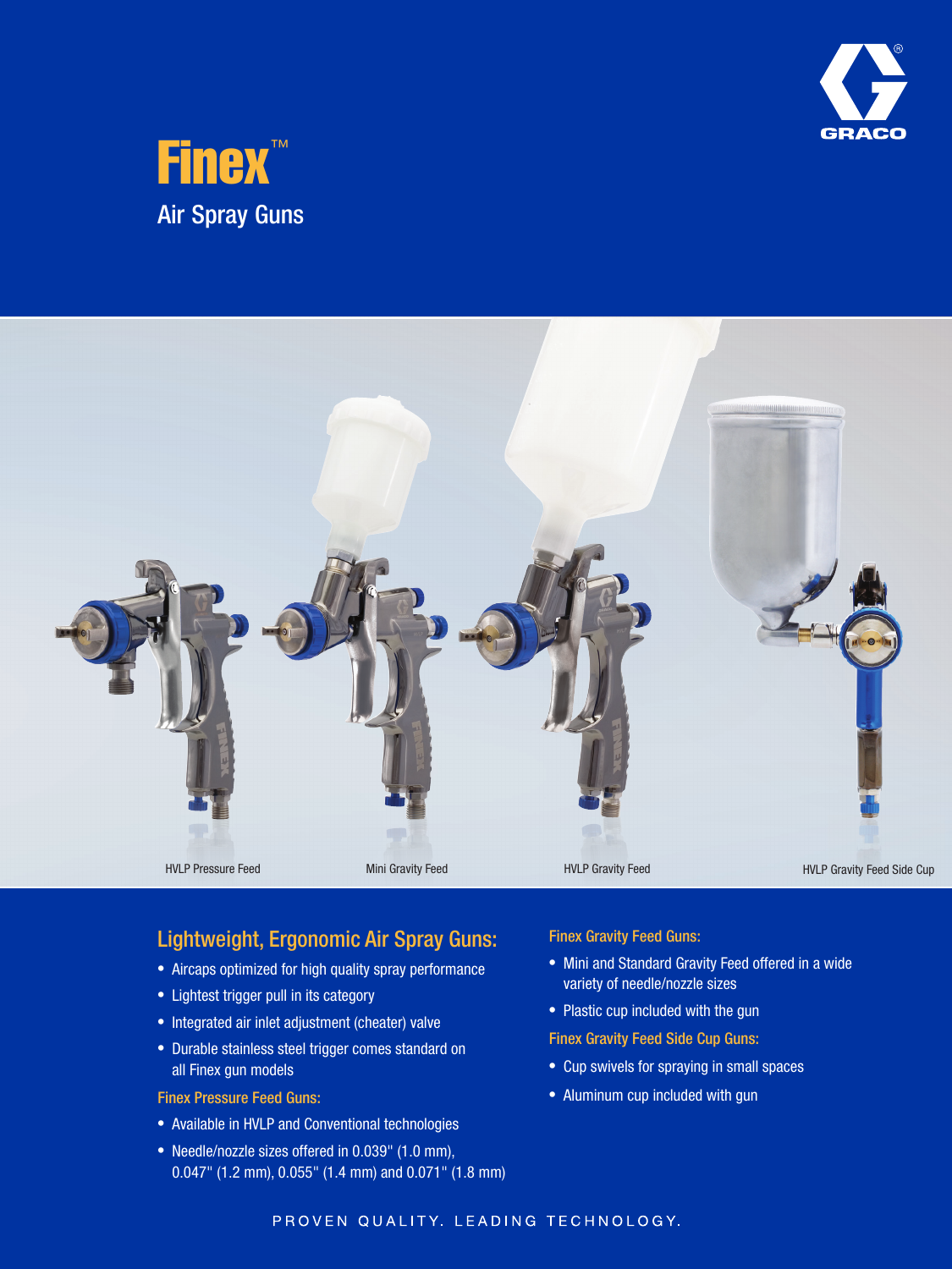# Finex™

## Air Spray Guns

HVLP Pressure Feed

Mini Gravity Feed

HVLP Gravity Feed

HVLP Gravity Feed Side Cup

## Lightweight, Ergonomic Air Spray Guns:

- Aircaps optimized for high quality spray performance
- Lightest trigger pull in its category
- Integrated air inlet adjustment (cheater) valve
- Durable stainless steel trigger comes standard on all Finex gun models

### Finex Pressure Feed Guns:

- Available in HVLP and Conventional technologies
- Needle/nozzle sizes offered in 0.039" (1.0 mm), 0.047" (1.2 mm), 0.055" (1.4 mm) and 0.071" (1.8 mm)

### Finex Gravity Feed Guns:

- Mini and Standard Gravity Feed offered in a wide variety of needle/nozzle sizes
- Plastic cup included with the gun

### Finex Gravity Feed Side Cup Guns:

- Cup swivels for spraying in small spaces
- Aluminum cup included with gun

PROVEN QUALITY. LEADING TECHNOLOGY.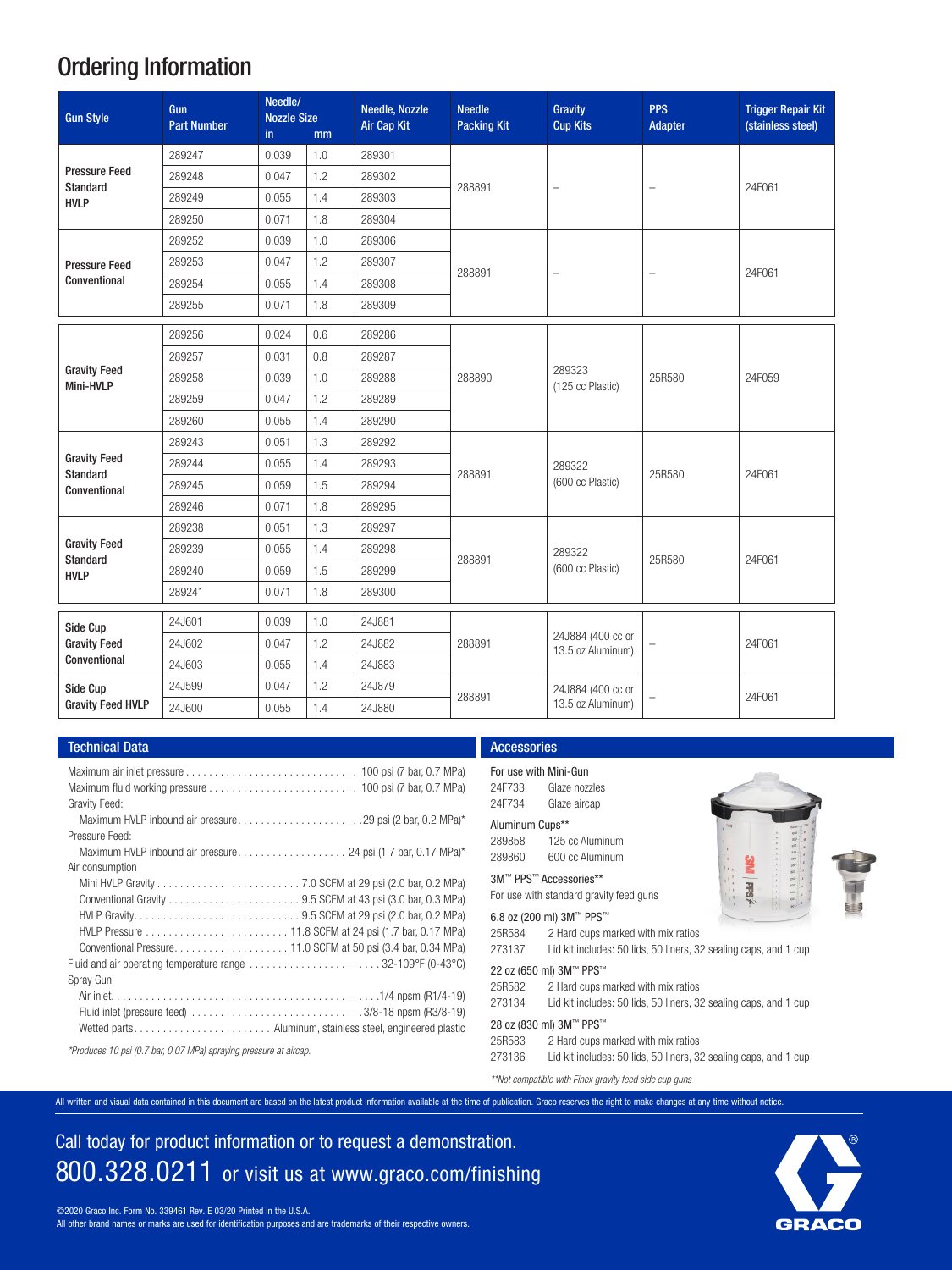# Ordering Information

| Gun Style | Gun Part Number | Needle/ Nozzle Size in | mm | Needle, Nozzle Air Cap Kit | Needle Packing Kit | Gravity Cup Kits | PPS Adapter | Trigger Repair Kit (stainless steel) |
|---|---|---|---|---|---|---|---|---|
| Pressure Feed Standard HVLP | 289247 | 0.039 | 1.0 | 289301 | 288891 | – | – | 24F061 |
| | 289248 | 0.047 | 1.2 | 289302 | | | | |
| | 289249 | 0.055 | 1.4 | 289303 | | | | |
| | 289250 | 0.071 | 1.8 | 289304 | | | | |
| Pressure Feed Conventional | 289252 | 0.039 | 1.0 | 289306 | 288891 | – | – | 24F061 |
| | 289253 | 0.047 | 1.2 | 289307 | | | | |
| | 289254 | 0.055 | 1.4 | 289308 | | | | |
| | 289255 | 0.071 | 1.8 | 289309 | | | | |
| Gravity Feed Mini-HVLP | 289256 | 0.024 | 0.6 | 289286 | 288890 | 289323 (125 cc Plastic) | 25R580 | 24F059 |
| | 289257 | 0.031 | 0.8 | 289287 | | | | |
| | 289258 | 0.039 | 1.0 | 289288 | | | | |
| | 289259 | 0.047 | 1.2 | 289289 | | | | |
| | 289260 | 0.055 | 1.4 | 289290 | | | | |
| Gravity Feed Standard Conventional | 289243 | 0.051 | 1.3 | 289292 | 288891 | 289322 (600 cc Plastic) | 25R580 | 24F061 |
| | 289244 | 0.055 | 1.4 | 289293 | | | | |
| | 289245 | 0.059 | 1.5 | 289294 | | | | |
| | 289246 | 0.071 | 1.8 | 289295 | | | | |
| Gravity Feed Standard HVLP | 289238 | 0.051 | 1.3 | 289297 | 288891 | 289322 (600 cc Plastic) | 25R580 | 24F061 |
| | 289239 | 0.055 | 1.4 | 289298 | | | | |
| | 289240 | 0.059 | 1.5 | 289299 | | | | |
| | 289241 | 0.071 | 1.8 | 289300 | | | | |
| Side Cup Gravity Feed Conventional | 24J601 | 0.039 | 1.0 | 24J881 | 288891 | 24J884 (400 cc or 13.5 oz Aluminum) | – | 24F061 |
| | 24J602 | 0.047 | 1.2 | 24J882 | | | | |
| | 24J603 | 0.055 | 1.4 | 24J883 | | | | |
| Side Cup Gravity Feed HVLP | 24J599 | 0.047 | 1.2 | 24J879 | 288891 | 24J884 (400 cc or 13.5 oz Aluminum) | – | 24F061 |
| | 24J600 | 0.055 | 1.4 | 24J880 | | | | |

## Technical Data

Maximum air inlet pressure ........ 100 psi (7 bar, 0.7 MPa)
Maximum fluid working pressure ........ 100 psi (7 bar, 0.7 MPa)
Gravity Feed:
- Maximum HVLP inbound air pressure ........ 29 psi (2 bar, 0.2 MPa)*

Pressure Feed:
- Maximum HVLP inbound air pressure ........ 24 psi (1.7 bar, 0.17 MPa)*

Air consumption
- Mini HVLP Gravity ........ 7.0 SCFM at 29 psi (2.0 bar, 0.2 MPa)
- Conventional Gravity ........ 9.5 SCFM at 43 psi (3.0 bar, 0.3 MPa)
- HVLP Gravity ........ 9.5 SCFM at 29 psi (2.0 bar, 0.2 MPa)
- HVLP Pressure ........ 11.8 SCFM at 24 psi (1.7 bar, 0.17 MPa)
- Conventional Pressure ........ 11.0 SCFM at 50 psi (3.4 bar, 0.34 MPa)

Fluid and air operating temperature range ........ 32-109°F (0-43°C)
Spray Gun
- Air inlet ........ 1/4 npsm (R1/4-19)
- Fluid inlet (pressure feed) ........ 3/8-18 npsm (R3/8-19)
- Wetted parts ........ Aluminum, stainless steel, engineered plastic

*Produces 10 psi (0.7 bar, 0.07 MPa) spraying pressure at aircap.*

## Accessories

For use with Mini-Gun
- 24F733 Glaze nozzles
- 24F734 Glaze aircap

Aluminum Cups**
- 289858 125 cc Aluminum
- 289860 600 cc Aluminum

3M™ PPS™ Accessories**
For use with standard gravity feed guns

6.8 oz (200 ml) 3M™ PPS™
- 25R584 2 Hard cups marked with mix ratios
- 273137 Lid kit includes: 50 lids, 50 liners, 32 sealing caps, and 1 cup

22 oz (650 ml) 3M™ PPS™
- 25R582 2 Hard cups marked with mix ratios
- 273134 Lid kit includes: 50 lids, 50 liners, 32 sealing caps, and 1 cup

28 oz (830 ml) 3M™ PPS™
- 25R583 2 Hard cups marked with mix ratios
- 273136 Lid kit includes: 50 lids, 50 liners, 32 sealing caps, and 1 cup

***Not compatible with Finex gravity feed side cup guns*

All written and visual data contained in this document are based on the latest product information available at the time of publication. Graco reserves the right to make changes at any time without notice.

Call today for product information or to request a demonstration.
800.328.0211 or visit us at www.graco.com/finishing

©2020 Graco Inc. Form No. 339461 Rev. E 03/20 Printed in the U.S.A.
All other brand names or marks are used for identification purposes and are trademarks of their respective owners.

GRACO